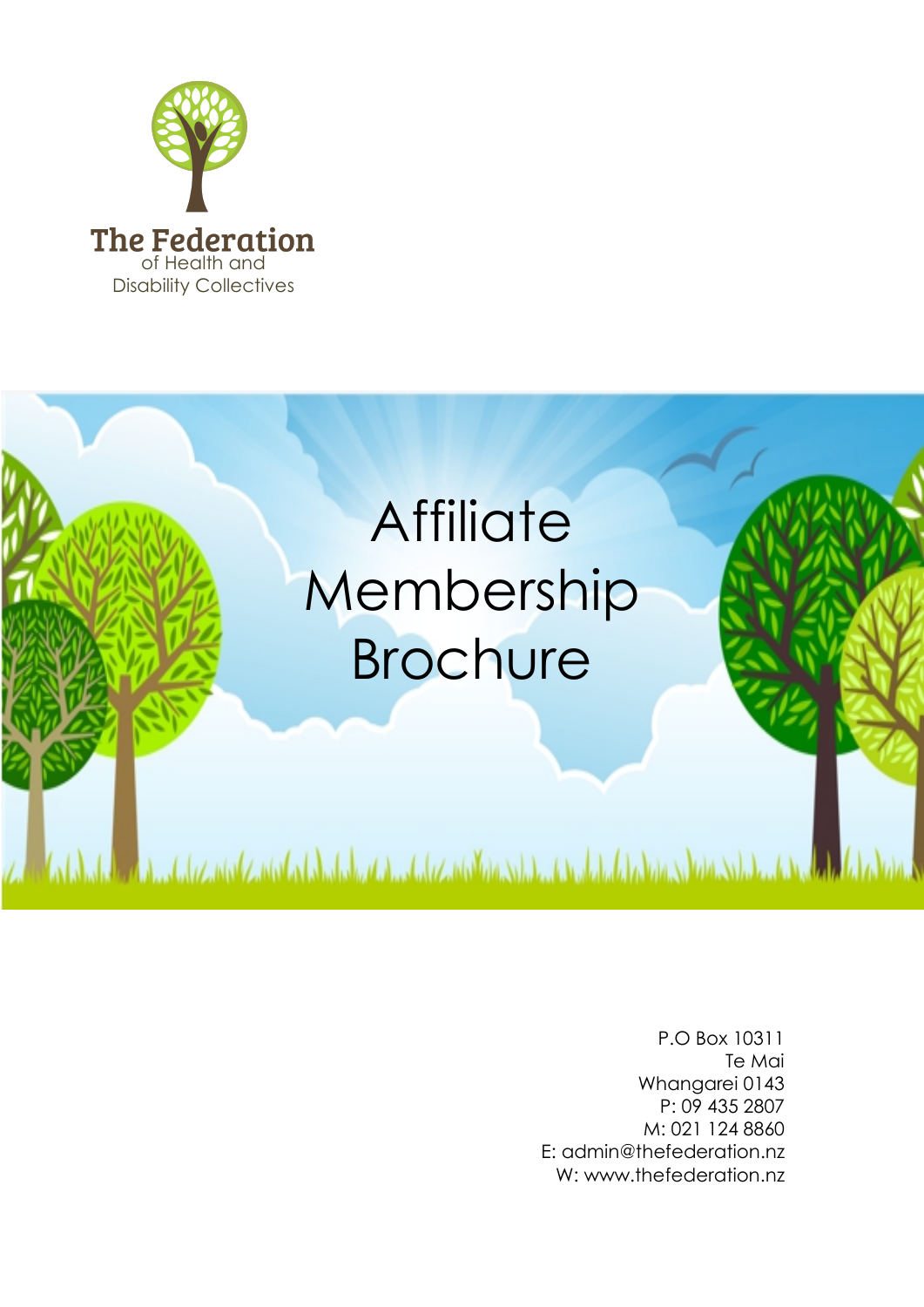The Federation
of Health and
Disability Collectives

# Affiliate Membership Brochure

P.O Box 10311
Te Mai
Whangarei 0143
P: 09 435 2807
M: 021 124 8860
E: admin@thefederation.nz
W: www.thefederation.nz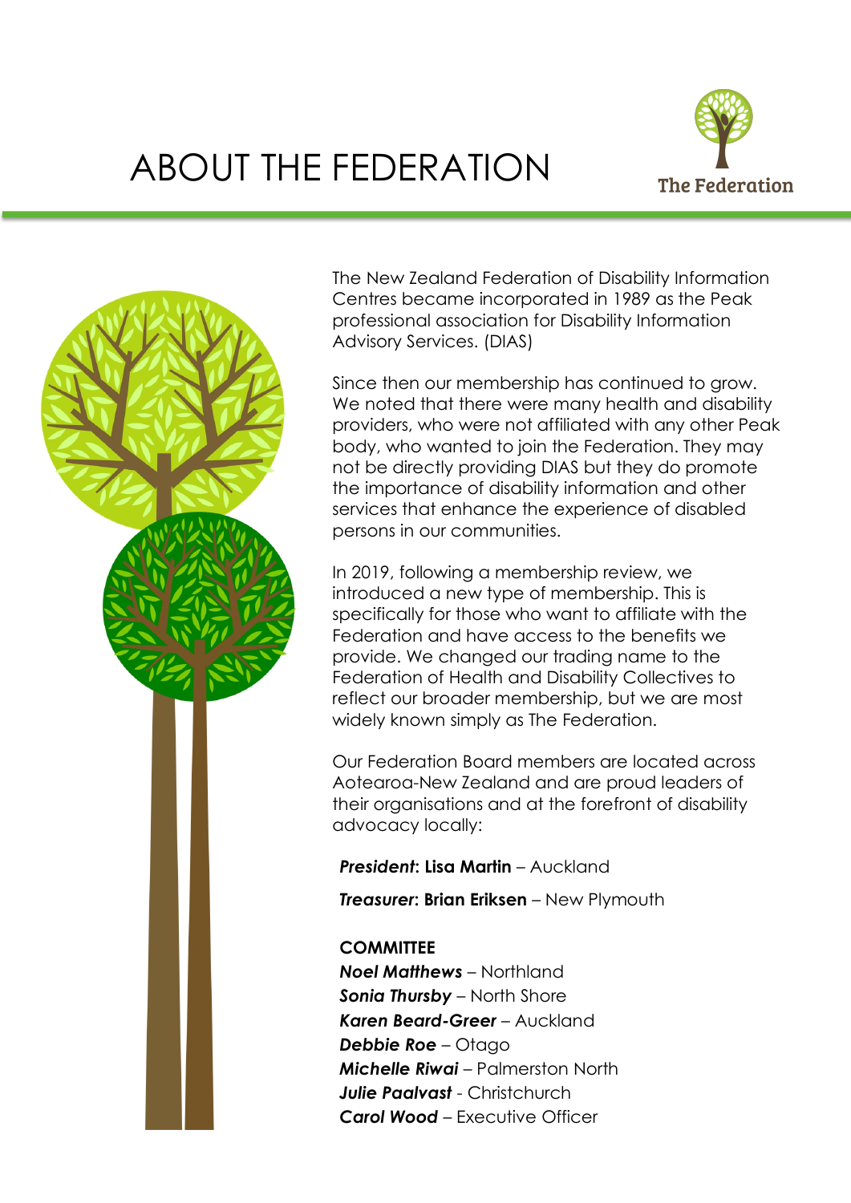# ABOUT THE FEDERATION

The New Zealand Federation of Disability Information Centres became incorporated in 1989 as the Peak professional association for Disability Information Advisory Services. (DIAS)

Since then our membership has continued to grow. We noted that there were many health and disability providers, who were not affiliated with any other Peak body, who wanted to join the Federation. They may not be directly providing DIAS but they do promote the importance of disability information and other services that enhance the experience of disabled persons in our communities.

In 2019, following a membership review, we introduced a new type of membership. This is specifically for those who want to affiliate with the Federation and have access to the benefits we provide. We changed our trading name to the Federation of Health and Disability Collectives to reflect our broader membership, but we are most widely known simply as The Federation.

Our Federation Board members are located across Aotearoa-New Zealand and are proud leaders of their organisations and at the forefront of disability advocacy locally:

***President*: Lisa Martin** – Auckland

***Treasurer*: Brian Eriksen** – New Plymouth

**COMMITTEE**

***Noel Matthews*** – Northland
***Sonia Thursby*** – North Shore
***Karen Beard-Greer*** – Auckland
***Debbie Roe*** – Otago
***Michelle Riwai*** – Palmerston North
***Julie Paalvast*** - Christchurch
***Carol Wood*** – Executive Officer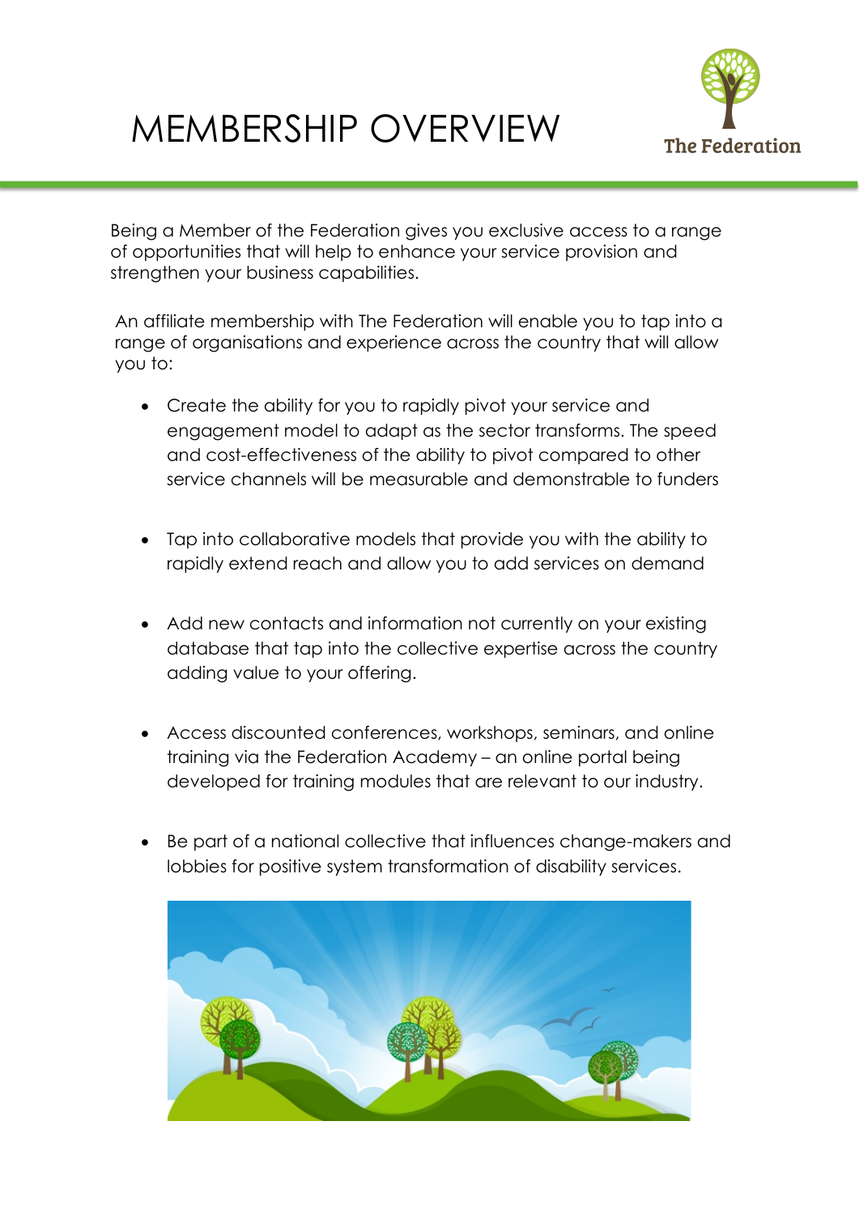# MEMBERSHIP OVERVIEW

The Federation

Being a Member of the Federation gives you exclusive access to a range of opportunities that will help to enhance your service provision and strengthen your business capabilities.

An affiliate membership with The Federation will enable you to tap into a range of organisations and experience across the country that will allow you to:

- Create the ability for you to rapidly pivot your service and engagement model to adapt as the sector transforms. The speed and cost-effectiveness of the ability to pivot compared to other service channels will be measurable and demonstrable to funders
- Tap into collaborative models that provide you with the ability to rapidly extend reach and allow you to add services on demand
- Add new contacts and information not currently on your existing database that tap into the collective expertise across the country adding value to your offering.
- Access discounted conferences, workshops, seminars, and online training via the Federation Academy – an online portal being developed for training modules that are relevant to our industry.
- Be part of a national collective that influences change-makers and lobbies for positive system transformation of disability services.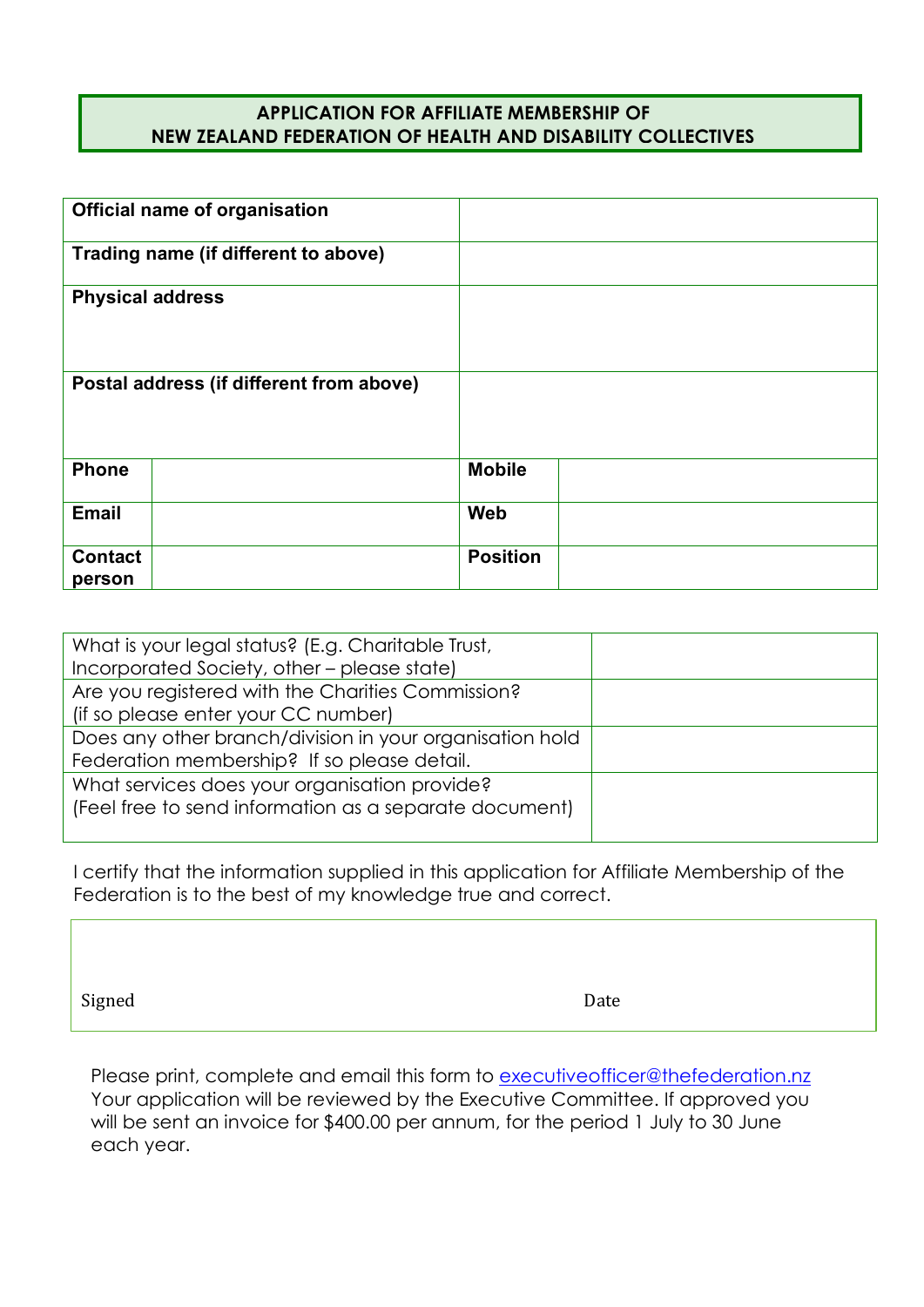## APPLICATION FOR AFFILIATE MEMBERSHIP OF NEW ZEALAND FEDERATION OF HEALTH AND DISABILITY COLLECTIVES

| | | | |
|---|---|---|---|
| **Official name of organisation** | | | |
| **Trading name (if different to above)** | | | |
| **Physical address** | | | |
| **Postal address (if different from above)** | | | |
| **Phone** | | **Mobile** | |
| **Email** | | **Web** | |
| **Contact person** | | **Position** | |

| | |
|---|---|
| What is your legal status? (E.g. Charitable Trust, Incorporated Society, other – please state) | |
| Are you registered with the Charities Commission? (if so please enter your CC number) | |
| Does any other branch/division in your organisation hold Federation membership? If so please detail. | |
| What services does your organisation provide? (Feel free to send information as a separate document) | |

I certify that the information supplied in this application for Affiliate Membership of the Federation is to the best of my knowledge true and correct.

Signed Date

Please print, complete and email this form to executiveofficer@thefederation.nz
Your application will be reviewed by the Executive Committee. If approved you will be sent an invoice for $400.00 per annum, for the period 1 July to 30 June each year.